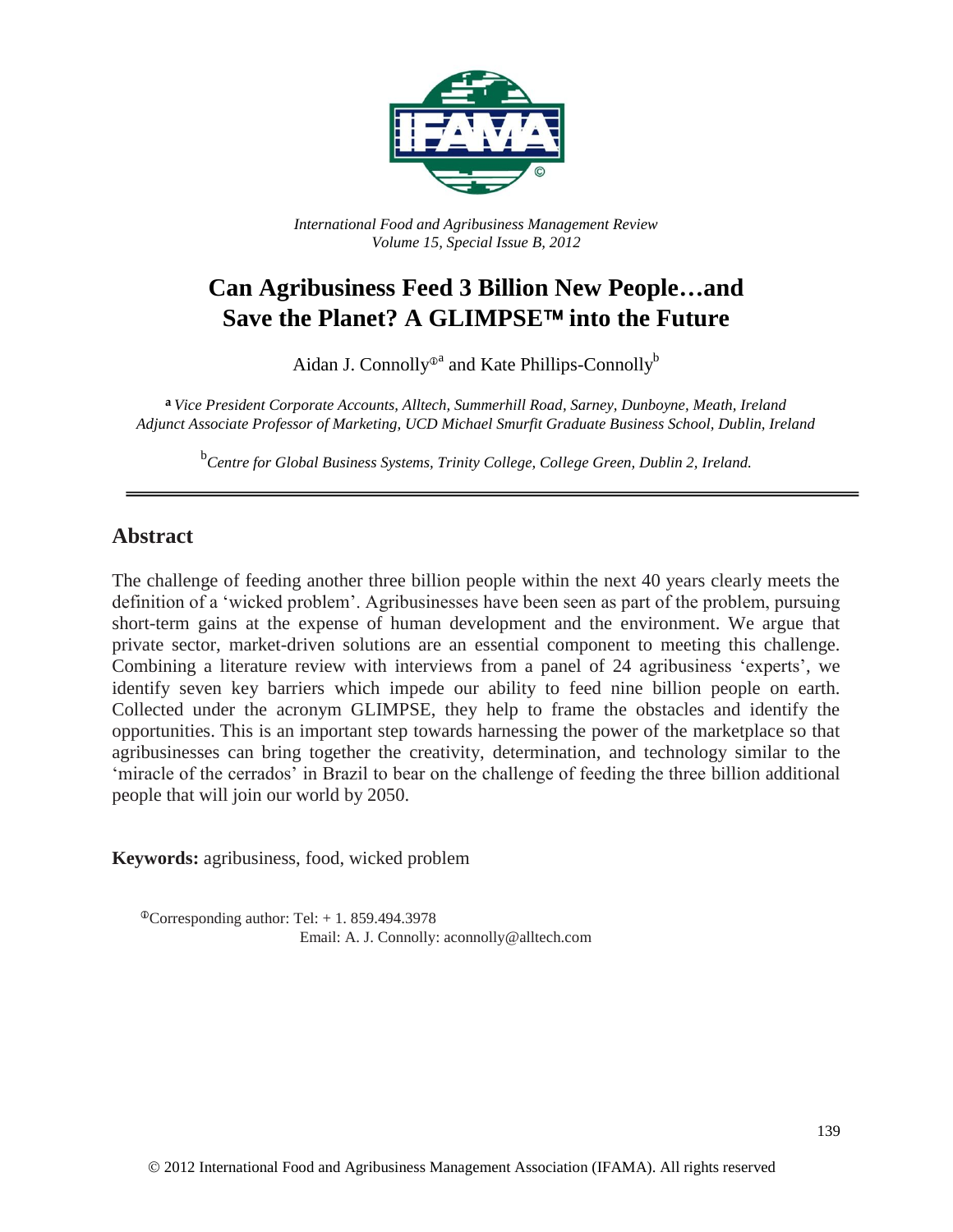*International Food and Agribusiness Management Review*
*Volume 15, Special Issue B, 2012*

# Can Agribusiness Feed 3 Billion New People…and Save the Planet? A GLIMPSE™ into the Future

Aidan J. Connolly[ⓘa] and Kate Phillips-Connolly[b]

[a] *Vice President Corporate Accounts, Alltech, Summerhill Road, Sarney, Dunboyne, Meath, Ireland*
*Adjunct Associate Professor of Marketing, UCD Michael Smurfit Graduate Business School, Dublin, Ireland*

[b] *Centre for Global Business Systems, Trinity College, College Green, Dublin 2, Ireland.*

## Abstract

The challenge of feeding another three billion people within the next 40 years clearly meets the definition of a 'wicked problem'. Agribusinesses have been seen as part of the problem, pursuing short-term gains at the expense of human development and the environment. We argue that private sector, market-driven solutions are an essential component to meeting this challenge. Combining a literature review with interviews from a panel of 24 agribusiness 'experts', we identify seven key barriers which impede our ability to feed nine billion people on earth. Collected under the acronym GLIMPSE, they help to frame the obstacles and identify the opportunities. This is an important step towards harnessing the power of the marketplace so that agribusinesses can bring together the creativity, determination, and technology similar to the 'miracle of the cerrados' in Brazil to bear on the challenge of feeding the three billion additional people that will join our world by 2050.

**Keywords:** agribusiness, food, wicked problem

ⓘCorresponding author: Tel: + 1. 859.494.3978
Email: A. J. Connolly: aconnolly@alltech.com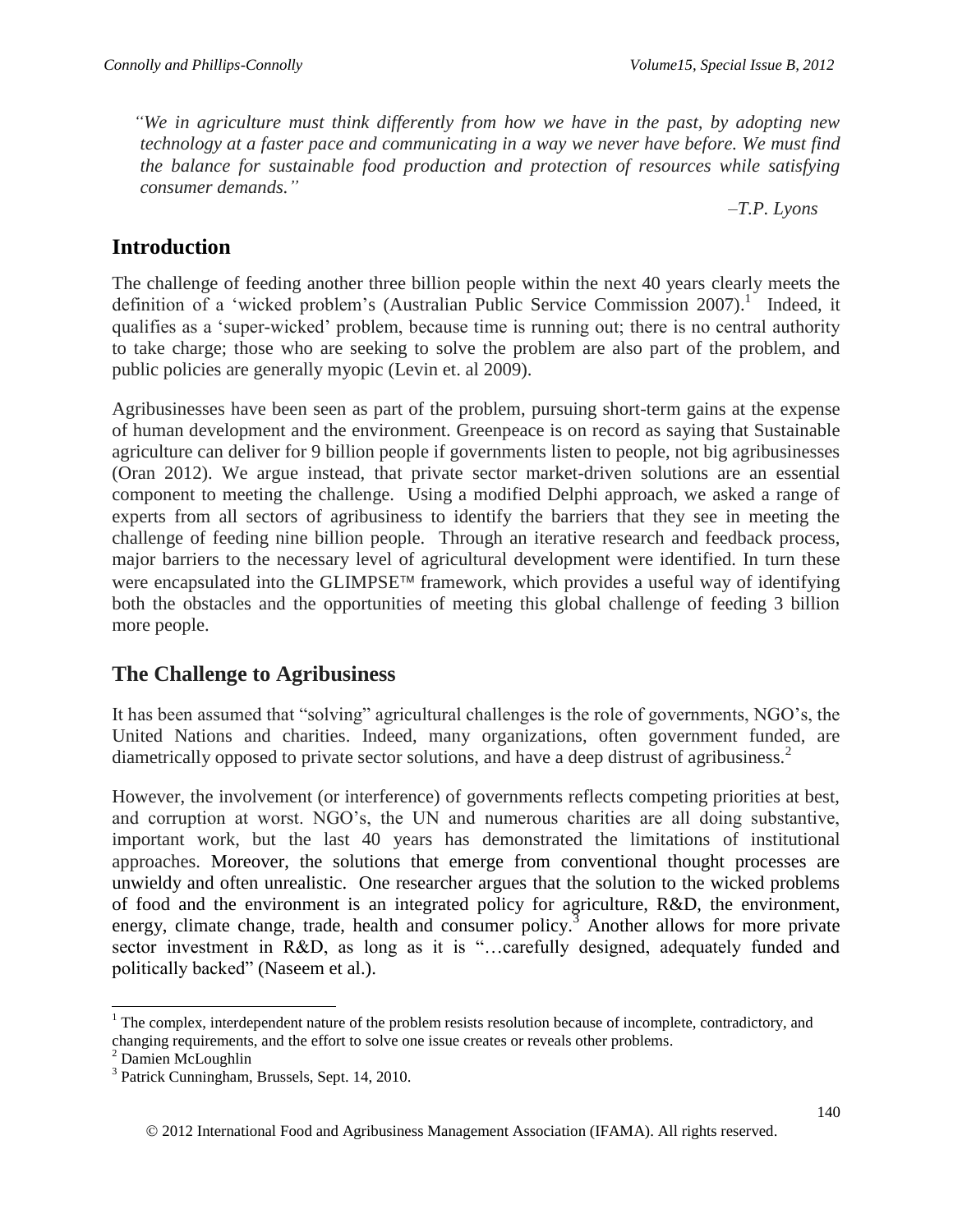> *"We in agriculture must think differently from how we have in the past, by adopting new technology at a faster pace and communicating in a way we never have before. We must find the balance for sustainable food production and protection of resources while satisfying consumer demands."*
>
> *–T.P. Lyons*

## Introduction

The challenge of feeding another three billion people within the next 40 years clearly meets the definition of a 'wicked problem's (Australian Public Service Commission 2007).[1] Indeed, it qualifies as a 'super-wicked' problem, because time is running out; there is no central authority to take charge; those who are seeking to solve the problem are also part of the problem, and public policies are generally myopic (Levin et. al 2009).

Agribusinesses have been seen as part of the problem, pursuing short-term gains at the expense of human development and the environment. Greenpeace is on record as saying that Sustainable agriculture can deliver for 9 billion people if governments listen to people, not big agribusinesses (Oran 2012). We argue instead, that private sector market-driven solutions are an essential component to meeting the challenge. Using a modified Delphi approach, we asked a range of experts from all sectors of agribusiness to identify the barriers that they see in meeting the challenge of feeding nine billion people. Through an iterative research and feedback process, major barriers to the necessary level of agricultural development were identified. In turn these were encapsulated into the GLIMPSE™ framework, which provides a useful way of identifying both the obstacles and the opportunities of meeting this global challenge of feeding 3 billion more people.

## The Challenge to Agribusiness

It has been assumed that "solving" agricultural challenges is the role of governments, NGO's, the United Nations and charities. Indeed, many organizations, often government funded, are diametrically opposed to private sector solutions, and have a deep distrust of agribusiness.[2]

However, the involvement (or interference) of governments reflects competing priorities at best, and corruption at worst. NGO's, the UN and numerous charities are all doing substantive, important work, but the last 40 years has demonstrated the limitations of institutional approaches. Moreover, the solutions that emerge from conventional thought processes are unwieldy and often unrealistic. One researcher argues that the solution to the wicked problems of food and the environment is an integrated policy for agriculture, R&D, the environment, energy, climate change, trade, health and consumer policy.[3] Another allows for more private sector investment in R&D, as long as it is "…carefully designed, adequately funded and politically backed" (Naseem et al.).

---

[1] The complex, interdependent nature of the problem resists resolution because of incomplete, contradictory, and changing requirements, and the effort to solve one issue creates or reveals other problems.

[2] Damien McLoughlin

[3] Patrick Cunningham, Brussels, Sept. 14, 2010.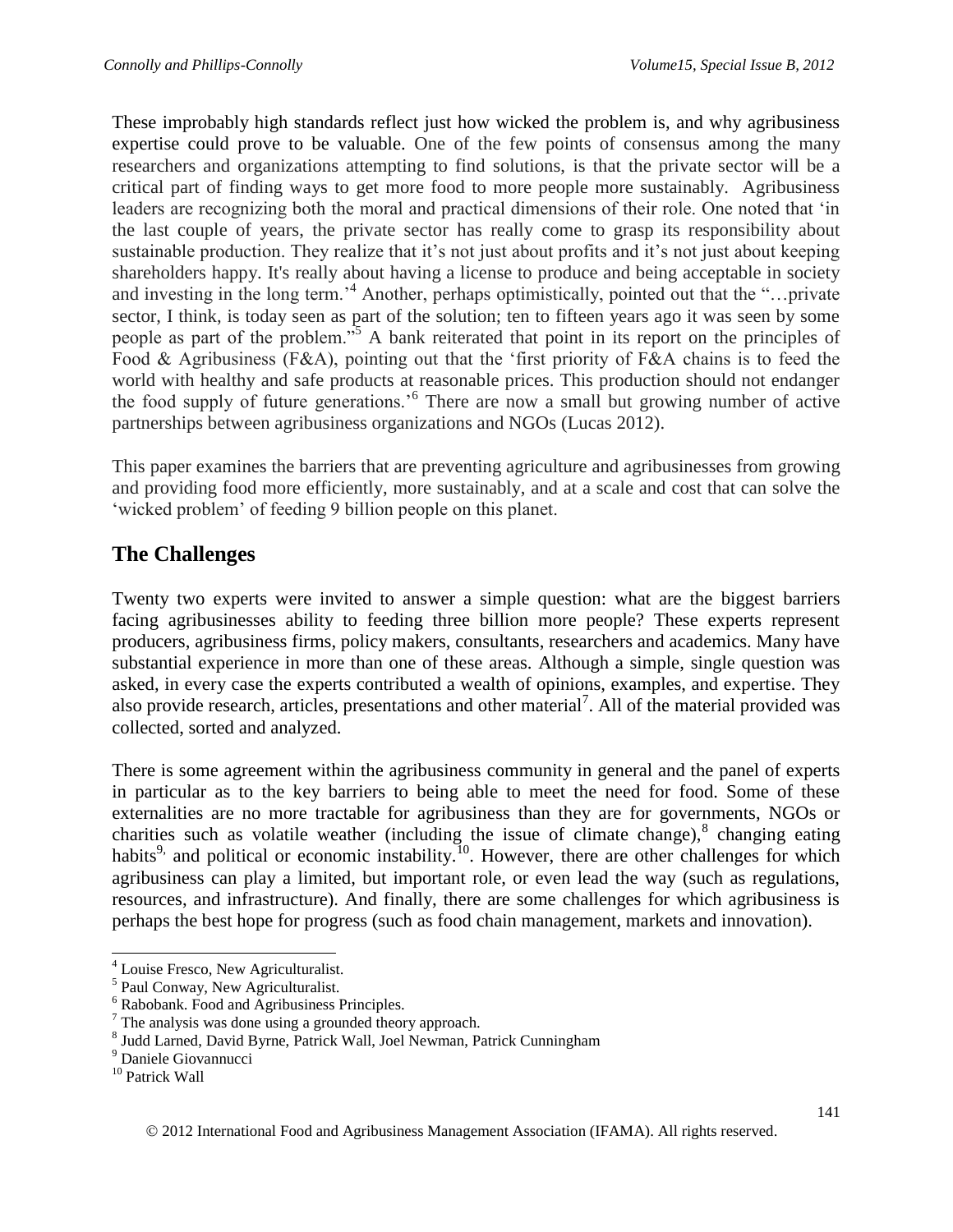These improbably high standards reflect just how wicked the problem is, and why agribusiness expertise could prove to be valuable. One of the few points of consensus among the many researchers and organizations attempting to find solutions, is that the private sector will be a critical part of finding ways to get more food to more people more sustainably. Agribusiness leaders are recognizing both the moral and practical dimensions of their role. One noted that 'in the last couple of years, the private sector has really come to grasp its responsibility about sustainable production. They realize that it's not just about profits and it's not just about keeping shareholders happy. It's really about having a license to produce and being acceptable in society and investing in the long term.'[4] Another, perhaps optimistically, pointed out that the "…private sector, I think, is today seen as part of the solution; ten to fifteen years ago it was seen by some people as part of the problem."[5] A bank reiterated that point in its report on the principles of Food & Agribusiness (F&A), pointing out that the 'first priority of F&A chains is to feed the world with healthy and safe products at reasonable prices. This production should not endanger the food supply of future generations.'[6] There are now a small but growing number of active partnerships between agribusiness organizations and NGOs (Lucas 2012).

This paper examines the barriers that are preventing agriculture and agribusinesses from growing and providing food more efficiently, more sustainably, and at a scale and cost that can solve the 'wicked problem' of feeding 9 billion people on this planet.

## The Challenges

Twenty two experts were invited to answer a simple question: what are the biggest barriers facing agribusinesses ability to feeding three billion more people? These experts represent producers, agribusiness firms, policy makers, consultants, researchers and academics. Many have substantial experience in more than one of these areas. Although a simple, single question was asked, in every case the experts contributed a wealth of opinions, examples, and expertise. They also provide research, articles, presentations and other material[7]. All of the material provided was collected, sorted and analyzed.

There is some agreement within the agribusiness community in general and the panel of experts in particular as to the key barriers to being able to meet the need for food. Some of these externalities are no more tractable for agribusiness than they are for governments, NGOs or charities such as volatile weather (including the issue of climate change),[8] changing eating habits[9], and political or economic instability.[10]. However, there are other challenges for which agribusiness can play a limited, but important role, or even lead the way (such as regulations, resources, and infrastructure). And finally, there are some challenges for which agribusiness is perhaps the best hope for progress (such as food chain management, markets and innovation).

---

[4] Louise Fresco, New Agriculturalist.

[5] Paul Conway, New Agriculturalist.

[6] Rabobank. Food and Agribusiness Principles.

[7] The analysis was done using a grounded theory approach.

[8] Judd Larned, David Byrne, Patrick Wall, Joel Newman, Patrick Cunningham

[9] Daniele Giovannucci

[10] Patrick Wall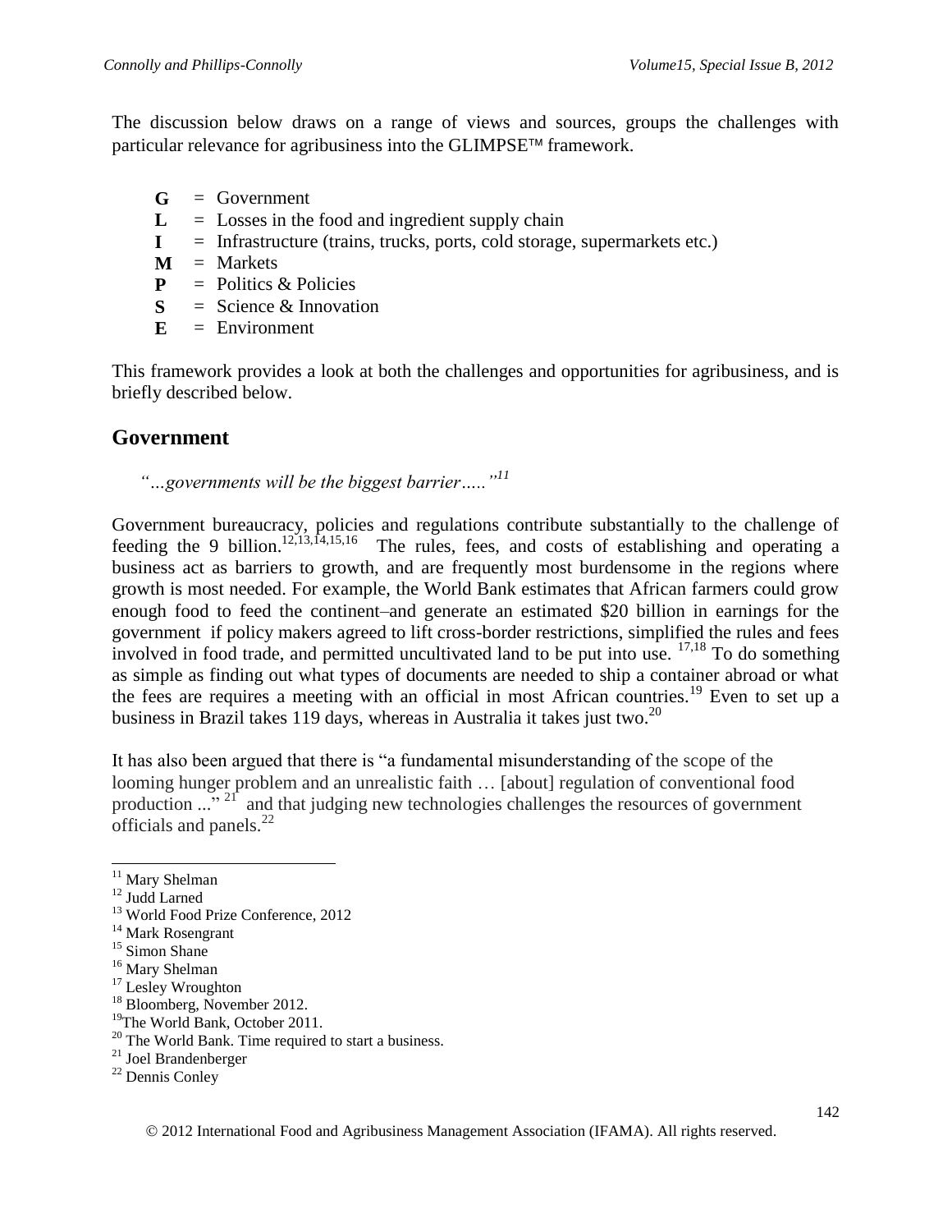The discussion below draws on a range of views and sources, groups the challenges with particular relevance for agribusiness into the GLIMPSE™ framework.

- **G** = Government
- **L** = Losses in the food and ingredient supply chain
- **I** = Infrastructure (trains, trucks, ports, cold storage, supermarkets etc.)
- **M** = Markets
- **P** = Politics & Policies
- **S** = Science & Innovation
- **E** = Environment

This framework provides a look at both the challenges and opportunities for agribusiness, and is briefly described below.

## Government

*"…governments will be the biggest barrier….."*[11]

Government bureaucracy, policies and regulations contribute substantially to the challenge of feeding the 9 billion.[12,13,14,15,16] The rules, fees, and costs of establishing and operating a business act as barriers to growth, and are frequently most burdensome in the regions where growth is most needed. For example, the World Bank estimates that African farmers could grow enough food to feed the continent–and generate an estimated $20 billion in earnings for the government if policy makers agreed to lift cross-border restrictions, simplified the rules and fees involved in food trade, and permitted uncultivated land to be put into use. [17,18] To do something as simple as finding out what types of documents are needed to ship a container abroad or what the fees are requires a meeting with an official in most African countries.[19] Even to set up a business in Brazil takes 119 days, whereas in Australia it takes just two.[20]

It has also been argued that there is "a fundamental misunderstanding of the scope of the looming hunger problem and an unrealistic faith … [about] regulation of conventional food production ..." [21] and that judging new technologies challenges the resources of government officials and panels.[22]

---

[11] Mary Shelman
[12] Judd Larned
[13] World Food Prize Conference, 2012
[14] Mark Rosengrant
[15] Simon Shane
[16] Mary Shelman
[17] Lesley Wroughton
[18] Bloomberg, November 2012.
[19] The World Bank, October 2011.
[20] The World Bank. Time required to start a business.
[21] Joel Brandenberger
[22] Dennis Conley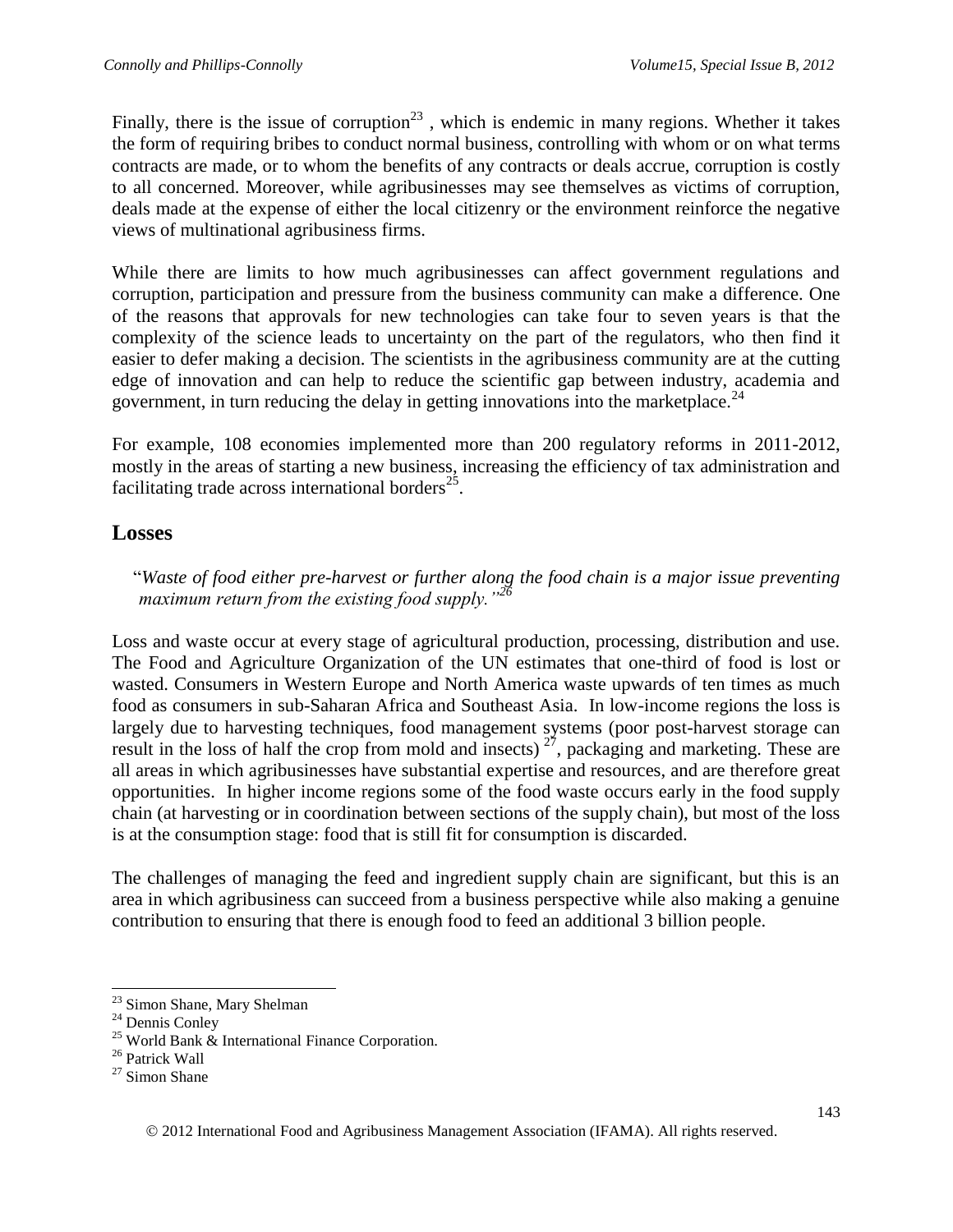Finally, there is the issue of corruption[23] , which is endemic in many regions. Whether it takes the form of requiring bribes to conduct normal business, controlling with whom or on what terms contracts are made, or to whom the benefits of any contracts or deals accrue, corruption is costly to all concerned. Moreover, while agribusinesses may see themselves as victims of corruption, deals made at the expense of either the local citizenry or the environment reinforce the negative views of multinational agribusiness firms.

While there are limits to how much agribusinesses can affect government regulations and corruption, participation and pressure from the business community can make a difference. One of the reasons that approvals for new technologies can take four to seven years is that the complexity of the science leads to uncertainty on the part of the regulators, who then find it easier to defer making a decision. The scientists in the agribusiness community are at the cutting edge of innovation and can help to reduce the scientific gap between industry, academia and government, in turn reducing the delay in getting innovations into the marketplace.[24]

For example, 108 economies implemented more than 200 regulatory reforms in 2011-2012, mostly in the areas of starting a new business, increasing the efficiency of tax administration and facilitating trade across international borders[25].

## Losses

"*Waste of food either pre-harvest or further along the food chain is a major issue preventing maximum return from the existing food supply.*"[26]

Loss and waste occur at every stage of agricultural production, processing, distribution and use. The Food and Agriculture Organization of the UN estimates that one-third of food is lost or wasted. Consumers in Western Europe and North America waste upwards of ten times as much food as consumers in sub-Saharan Africa and Southeast Asia. In low-income regions the loss is largely due to harvesting techniques, food management systems (poor post-harvest storage can result in the loss of half the crop from mold and insects) [27], packaging and marketing. These are all areas in which agribusinesses have substantial expertise and resources, and are therefore great opportunities. In higher income regions some of the food waste occurs early in the food supply chain (at harvesting or in coordination between sections of the supply chain), but most of the loss is at the consumption stage: food that is still fit for consumption is discarded.

The challenges of managing the feed and ingredient supply chain are significant, but this is an area in which agribusiness can succeed from a business perspective while also making a genuine contribution to ensuring that there is enough food to feed an additional 3 billion people.

---

[23] Simon Shane, Mary Shelman
[24] Dennis Conley
[25] World Bank & International Finance Corporation.
[26] Patrick Wall
[27] Simon Shane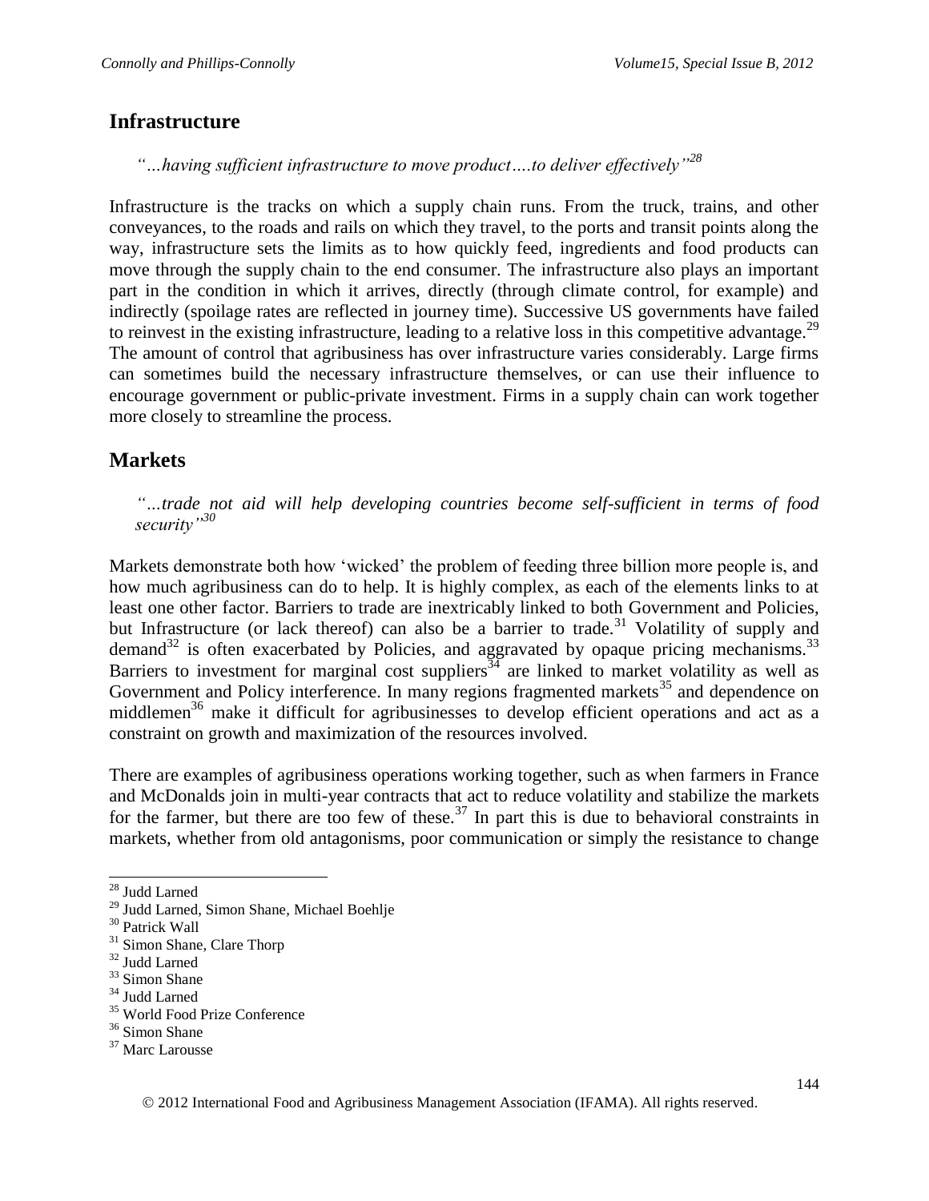## Infrastructure

*"…having sufficient infrastructure to move product….to deliver effectively"*[28]

Infrastructure is the tracks on which a supply chain runs. From the truck, trains, and other conveyances, to the roads and rails on which they travel, to the ports and transit points along the way, infrastructure sets the limits as to how quickly feed, ingredients and food products can move through the supply chain to the end consumer. The infrastructure also plays an important part in the condition in which it arrives, directly (through climate control, for example) and indirectly (spoilage rates are reflected in journey time). Successive US governments have failed to reinvest in the existing infrastructure, leading to a relative loss in this competitive advantage.[29] The amount of control that agribusiness has over infrastructure varies considerably. Large firms can sometimes build the necessary infrastructure themselves, or can use their influence to encourage government or public-private investment. Firms in a supply chain can work together more closely to streamline the process.

## Markets

*"…trade not aid will help developing countries become self-sufficient in terms of food security"*[30]

Markets demonstrate both how 'wicked' the problem of feeding three billion more people is, and how much agribusiness can do to help. It is highly complex, as each of the elements links to at least one other factor. Barriers to trade are inextricably linked to both Government and Policies, but Infrastructure (or lack thereof) can also be a barrier to trade.[31] Volatility of supply and demand[32] is often exacerbated by Policies, and aggravated by opaque pricing mechanisms.[33] Barriers to investment for marginal cost suppliers[34] are linked to market volatility as well as Government and Policy interference. In many regions fragmented markets[35] and dependence on middlemen[36] make it difficult for agribusinesses to develop efficient operations and act as a constraint on growth and maximization of the resources involved.

There are examples of agribusiness operations working together, such as when farmers in France and McDonalds join in multi-year contracts that act to reduce volatility and stabilize the markets for the farmer, but there are too few of these.[37] In part this is due to behavioral constraints in markets, whether from old antagonisms, poor communication or simply the resistance to change

---

[28] Judd Larned
[29] Judd Larned, Simon Shane, Michael Boehlje
[30] Patrick Wall
[31] Simon Shane, Clare Thorp
[32] Judd Larned
[33] Simon Shane
[34] Judd Larned
[35] World Food Prize Conference
[36] Simon Shane
[37] Marc Larousse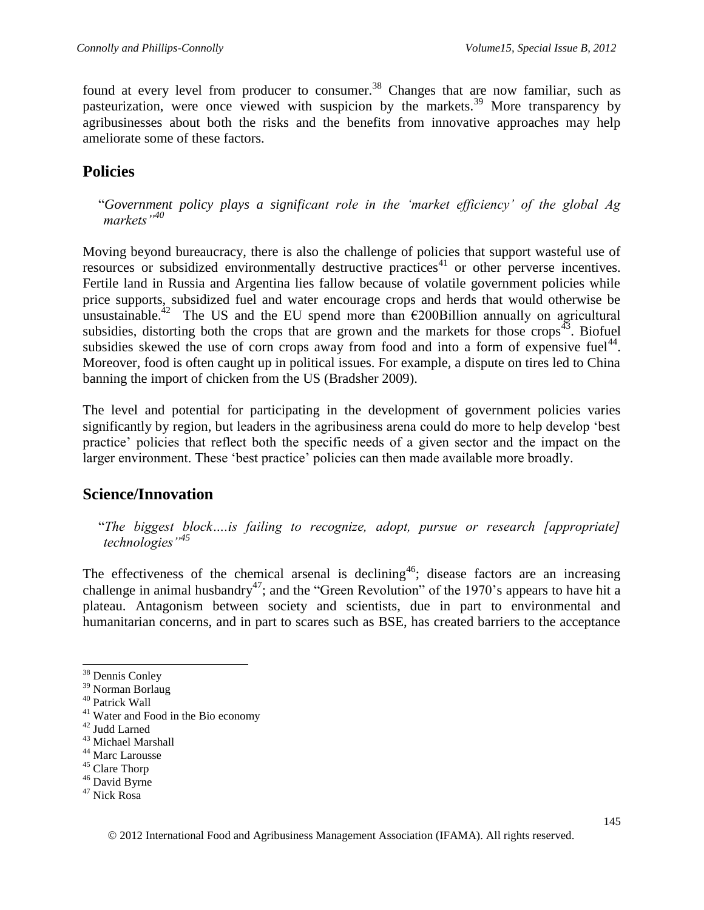found at every level from producer to consumer.[38] Changes that are now familiar, such as pasteurization, were once viewed with suspicion by the markets.[39] More transparency by agribusinesses about both the risks and the benefits from innovative approaches may help ameliorate some of these factors.

## Policies

> "*Government policy plays a significant role in the 'market efficiency' of the global Ag markets'*"[40]

Moving beyond bureaucracy, there is also the challenge of policies that support wasteful use of resources or subsidized environmentally destructive practices[41] or other perverse incentives. Fertile land in Russia and Argentina lies fallow because of volatile government policies while price supports, subsidized fuel and water encourage crops and herds that would otherwise be unsustainable.[42] The US and the EU spend more than €200Billion annually on agricultural subsidies, distorting both the crops that are grown and the markets for those crops[43]. Biofuel subsidies skewed the use of corn crops away from food and into a form of expensive fuel[44]. Moreover, food is often caught up in political issues. For example, a dispute on tires led to China banning the import of chicken from the US (Bradsher 2009).

The level and potential for participating in the development of government policies varies significantly by region, but leaders in the agribusiness arena could do more to help develop 'best practice' policies that reflect both the specific needs of a given sector and the impact on the larger environment. These 'best practice' policies can then made available more broadly.

## Science/Innovation

> "*The biggest block….is failing to recognize, adopt, pursue or research [appropriate] technologies'*"[45]

The effectiveness of the chemical arsenal is declining[46]; disease factors are an increasing challenge in animal husbandry[47]; and the "Green Revolution" of the 1970's appears to have hit a plateau. Antagonism between society and scientists, due in part to environmental and humanitarian concerns, and in part to scares such as BSE, has created barriers to the acceptance

---

[38] Dennis Conley
[39] Norman Borlaug
[40] Patrick Wall
[41] Water and Food in the Bio economy
[42] Judd Larned
[43] Michael Marshall
[44] Marc Larousse
[45] Clare Thorp
[46] David Byrne
[47] Nick Rosa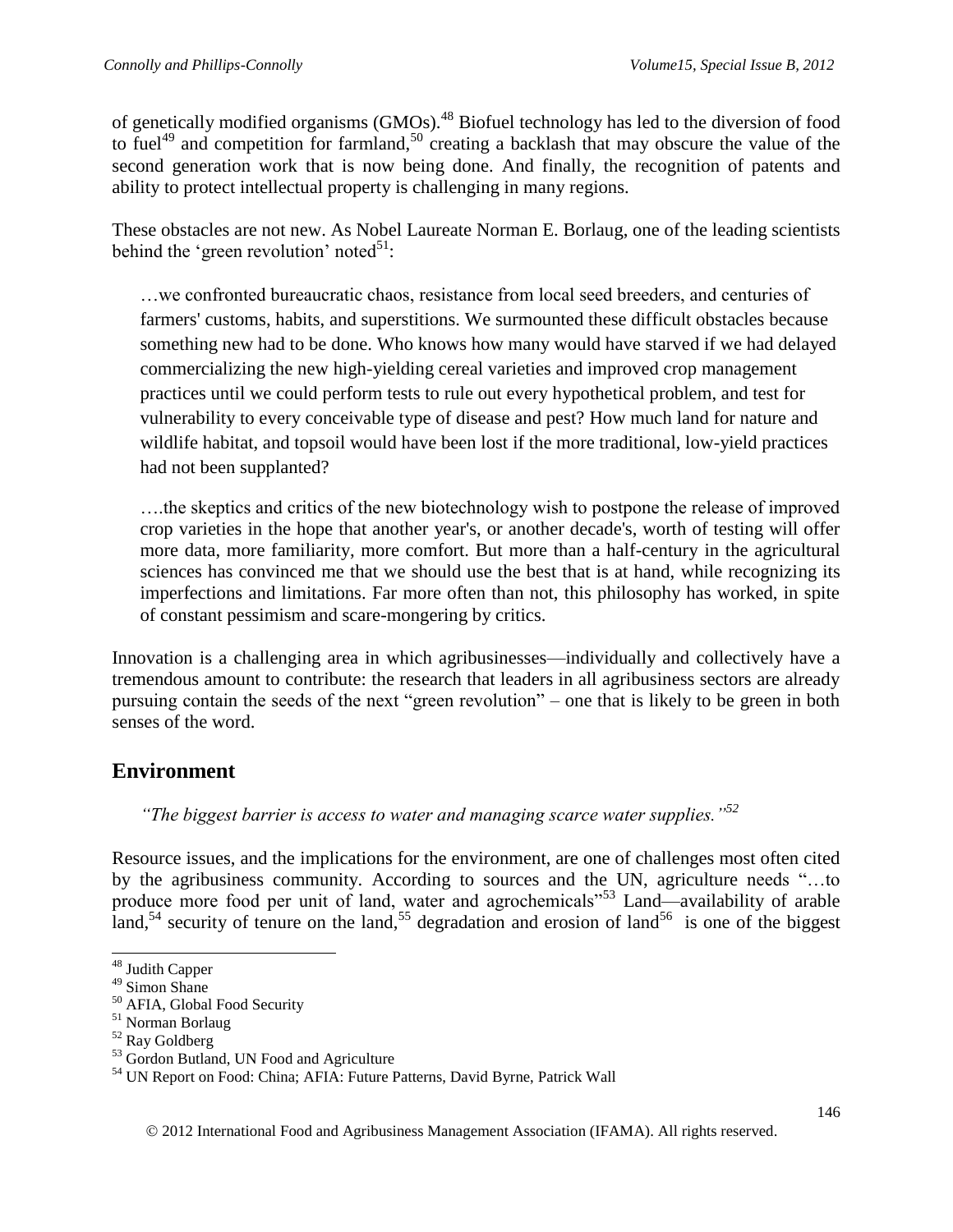of genetically modified organisms (GMOs).[48] Biofuel technology has led to the diversion of food to fuel[49] and competition for farmland,[50] creating a backlash that may obscure the value of the second generation work that is now being done. And finally, the recognition of patents and ability to protect intellectual property is challenging in many regions.

These obstacles are not new. As Nobel Laureate Norman E. Borlaug, one of the leading scientists behind the 'green revolution' noted[51]:

> …we confronted bureaucratic chaos, resistance from local seed breeders, and centuries of farmers' customs, habits, and superstitions. We surmounted these difficult obstacles because something new had to be done. Who knows how many would have starved if we had delayed commercializing the new high-yielding cereal varieties and improved crop management practices until we could perform tests to rule out every hypothetical problem, and test for vulnerability to every conceivable type of disease and pest? How much land for nature and wildlife habitat, and topsoil would have been lost if the more traditional, low-yield practices had not been supplanted?
>
> ….the skeptics and critics of the new biotechnology wish to postpone the release of improved crop varieties in the hope that another year's, or another decade's, worth of testing will offer more data, more familiarity, more comfort. But more than a half-century in the agricultural sciences has convinced me that we should use the best that is at hand, while recognizing its imperfections and limitations. Far more often than not, this philosophy has worked, in spite of constant pessimism and scare-mongering by critics.

Innovation is a challenging area in which agribusinesses—individually and collectively have a tremendous amount to contribute: the research that leaders in all agribusiness sectors are already pursuing contain the seeds of the next "green revolution" – one that is likely to be green in both senses of the word.

## Environment

*"The biggest barrier is access to water and managing scarce water supplies."*[52]

Resource issues, and the implications for the environment, are one of challenges most often cited by the agribusiness community. According to sources and the UN, agriculture needs "…to produce more food per unit of land, water and agrochemicals"[53] Land—availability of arable land,[54] security of tenure on the land,[55] degradation and erosion of land[56] is one of the biggest

---

[48] Judith Capper
[49] Simon Shane
[50] AFIA, Global Food Security
[51] Norman Borlaug
[52] Ray Goldberg
[53] Gordon Butland, UN Food and Agriculture
[54] UN Report on Food: China; AFIA: Future Patterns, David Byrne, Patrick Wall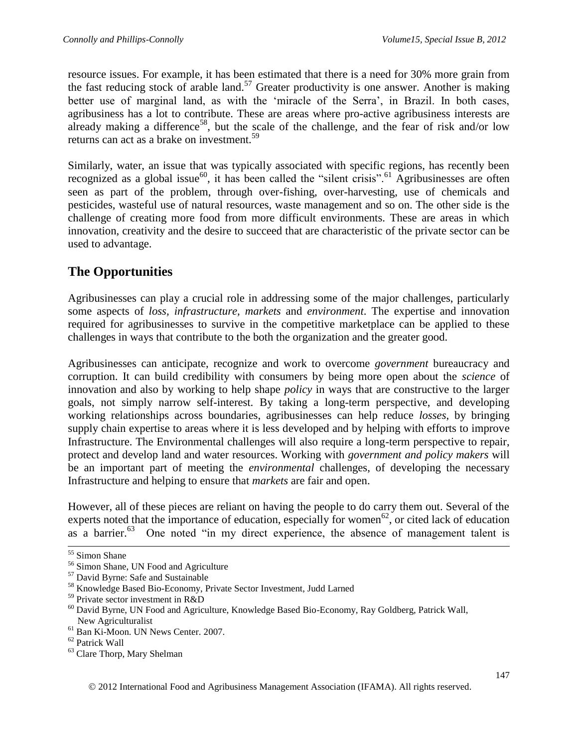resource issues. For example, it has been estimated that there is a need for 30% more grain from the fast reducing stock of arable land.[57] Greater productivity is one answer. Another is making better use of marginal land, as with the 'miracle of the Serra', in Brazil. In both cases, agribusiness has a lot to contribute. These are areas where pro-active agribusiness interests are already making a difference[58], but the scale of the challenge, and the fear of risk and/or low returns can act as a brake on investment.[59]

Similarly, water, an issue that was typically associated with specific regions, has recently been recognized as a global issue[60], it has been called the "silent crisis".[61] Agribusinesses are often seen as part of the problem, through over-fishing, over-harvesting, use of chemicals and pesticides, wasteful use of natural resources, waste management and so on. The other side is the challenge of creating more food from more difficult environments. These are areas in which innovation, creativity and the desire to succeed that are characteristic of the private sector can be used to advantage.

## The Opportunities

Agribusinesses can play a crucial role in addressing some of the major challenges, particularly some aspects of *loss, infrastructure, markets* and *environment*. The expertise and innovation required for agribusinesses to survive in the competitive marketplace can be applied to these challenges in ways that contribute to the both the organization and the greater good.

Agribusinesses can anticipate, recognize and work to overcome *government* bureaucracy and corruption. It can build credibility with consumers by being more open about the *science* of innovation and also by working to help shape *policy* in ways that are constructive to the larger goals, not simply narrow self-interest. By taking a long-term perspective, and developing working relationships across boundaries, agribusinesses can help reduce *losses*, by bringing supply chain expertise to areas where it is less developed and by helping with efforts to improve Infrastructure. The Environmental challenges will also require a long-term perspective to repair, protect and develop land and water resources. Working with *government and policy makers* will be an important part of meeting the *environmental* challenges, of developing the necessary Infrastructure and helping to ensure that *markets* are fair and open.

However, all of these pieces are reliant on having the people to do carry them out. Several of the experts noted that the importance of education, especially for women[62], or cited lack of education as a barrier.[63] One noted "in my direct experience, the absence of management talent is

---

[55] Simon Shane

[56] Simon Shane, UN Food and Agriculture

[57] David Byrne: Safe and Sustainable

[58] Knowledge Based Bio-Economy, Private Sector Investment, Judd Larned

[59] Private sector investment in R&D

[60] David Byrne, UN Food and Agriculture, Knowledge Based Bio-Economy, Ray Goldberg, Patrick Wall, New Agriculturalist

[61] Ban Ki-Moon. UN News Center. 2007.

[62] Patrick Wall

[63] Clare Thorp, Mary Shelman

© 2012 International Food and Agribusiness Management Association (IFAMA). All rights reserved.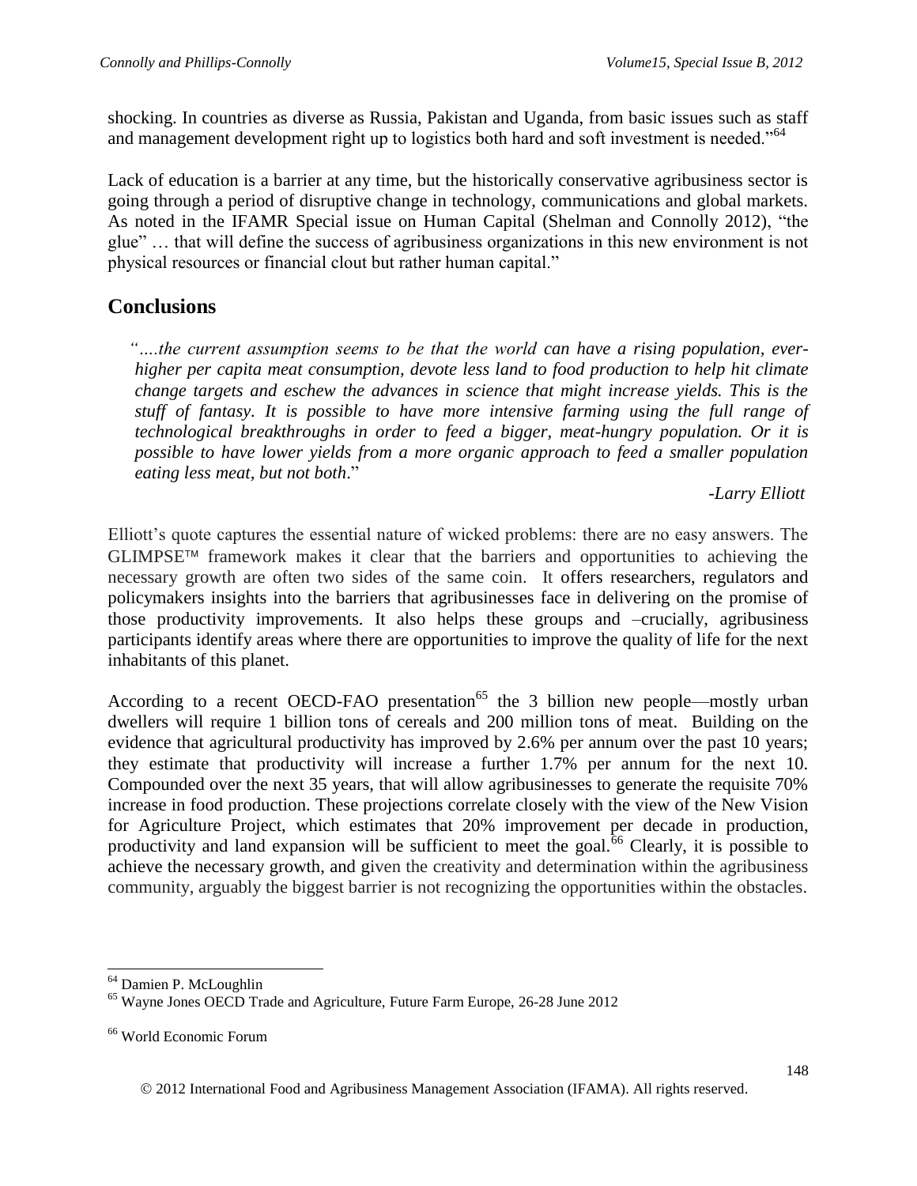shocking. In countries as diverse as Russia, Pakistan and Uganda, from basic issues such as staff and management development right up to logistics both hard and soft investment is needed."[64]

Lack of education is a barrier at any time, but the historically conservative agribusiness sector is going through a period of disruptive change in technology, communications and global markets. As noted in the IFAMR Special issue on Human Capital (Shelman and Connolly 2012), "the glue" … that will define the success of agribusiness organizations in this new environment is not physical resources or financial clout but rather human capital."

## Conclusions

> *"….the current assumption seems to be that the world can have a rising population, ever-higher per capita meat consumption, devote less land to food production to help hit climate change targets and eschew the advances in science that might increase yields. This is the stuff of fantasy. It is possible to have more intensive farming using the full range of technological breakthroughs in order to feed a bigger, meat-hungry population. Or it is possible to have lower yields from a more organic approach to feed a smaller population eating less meat, but not both*."
>
> *-Larry Elliott*

Elliott's quote captures the essential nature of wicked problems: there are no easy answers. The GLIMPSE™ framework makes it clear that the barriers and opportunities to achieving the necessary growth are often two sides of the same coin. It offers researchers, regulators and policymakers insights into the barriers that agribusinesses face in delivering on the promise of those productivity improvements. It also helps these groups and –crucially, agribusiness participants identify areas where there are opportunities to improve the quality of life for the next inhabitants of this planet.

According to a recent OECD-FAO presentation[65] the 3 billion new people—mostly urban dwellers will require 1 billion tons of cereals and 200 million tons of meat. Building on the evidence that agricultural productivity has improved by 2.6% per annum over the past 10 years; they estimate that productivity will increase a further 1.7% per annum for the next 10. Compounded over the next 35 years, that will allow agribusinesses to generate the requisite 70% increase in food production. These projections correlate closely with the view of the New Vision for Agriculture Project, which estimates that 20% improvement per decade in production, productivity and land expansion will be sufficient to meet the goal.[66] Clearly, it is possible to achieve the necessary growth, and given the creativity and determination within the agribusiness community, arguably the biggest barrier is not recognizing the opportunities within the obstacles.

---

[64] Damien P. McLoughlin

[65] Wayne Jones OECD Trade and Agriculture, Future Farm Europe, 26-28 June 2012

[66] World Economic Forum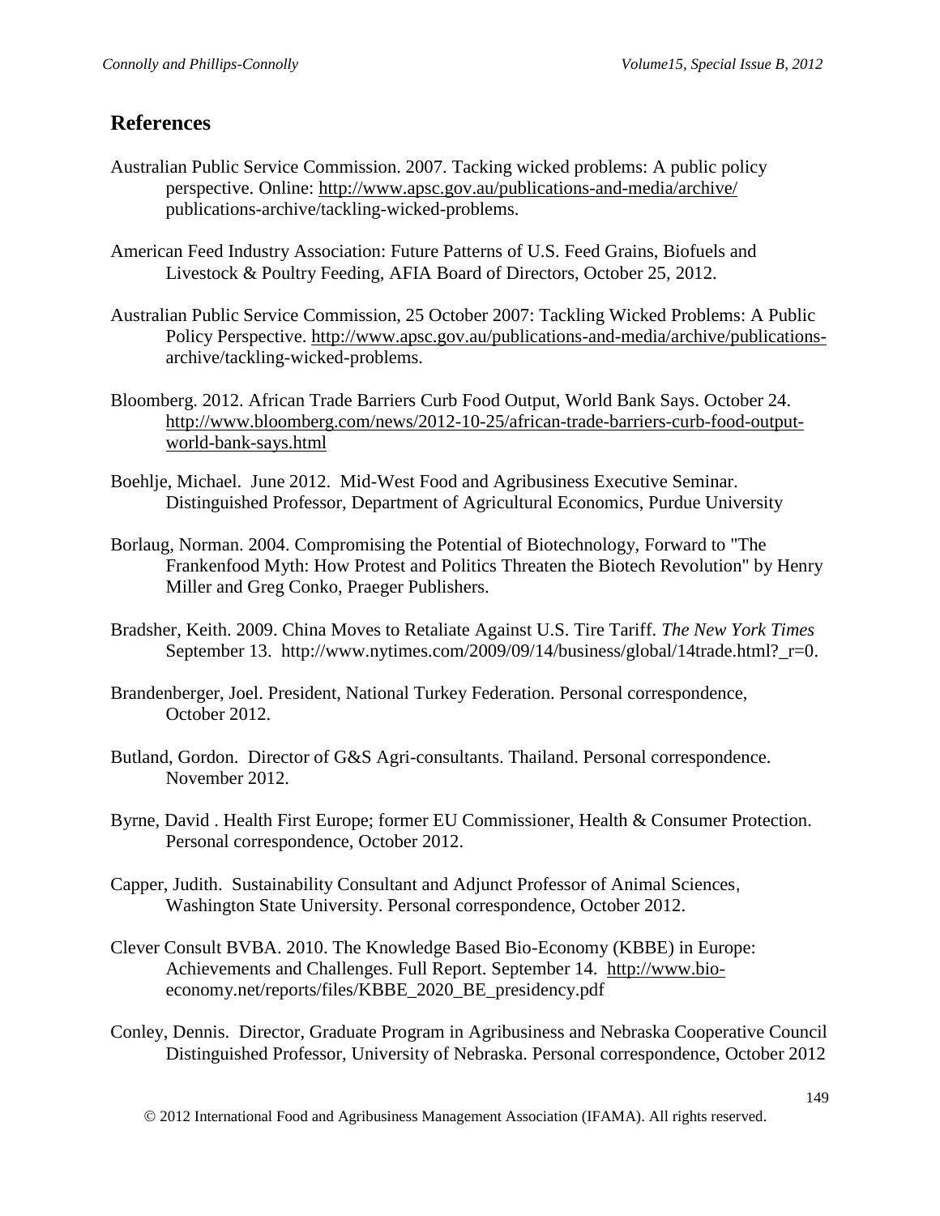## References

Australian Public Service Commission. 2007. Tacking wicked problems: A public policy perspective. Online: http://www.apsc.gov.au/publications-and-media/archive/ publications-archive/tackling-wicked-problems.

American Feed Industry Association: Future Patterns of U.S. Feed Grains, Biofuels and Livestock & Poultry Feeding, AFIA Board of Directors, October 25, 2012.

Australian Public Service Commission, 25 October 2007: Tackling Wicked Problems: A Public Policy Perspective. http://www.apsc.gov.au/publications-and-media/archive/publications-archive/tackling-wicked-problems.

Bloomberg. 2012. African Trade Barriers Curb Food Output, World Bank Says. October 24. http://www.bloomberg.com/news/2012-10-25/african-trade-barriers-curb-food-output-world-bank-says.html

Boehlje, Michael. June 2012. Mid-West Food and Agribusiness Executive Seminar. Distinguished Professor, Department of Agricultural Economics, Purdue University

Borlaug, Norman. 2004. Compromising the Potential of Biotechnology, Forward to "The Frankenfood Myth: How Protest and Politics Threaten the Biotech Revolution" by Henry Miller and Greg Conko, Praeger Publishers.

Bradsher, Keith. 2009. China Moves to Retaliate Against U.S. Tire Tariff. *The New York Times* September 13. http://www.nytimes.com/2009/09/14/business/global/14trade.html?_r=0.

Brandenberger, Joel. President, National Turkey Federation. Personal correspondence, October 2012.

Butland, Gordon. Director of G&S Agri-consultants. Thailand. Personal correspondence. November 2012.

Byrne, David . Health First Europe; former EU Commissioner, Health & Consumer Protection. Personal correspondence, October 2012.

Capper, Judith. Sustainability Consultant and Adjunct Professor of Animal Sciences, Washington State University. Personal correspondence, October 2012.

Clever Consult BVBA. 2010. The Knowledge Based Bio-Economy (KBBE) in Europe: Achievements and Challenges. Full Report. September 14. http://www.bio-economy.net/reports/files/KBBE_2020_BE_presidency.pdf

Conley, Dennis. Director, Graduate Program in Agribusiness and Nebraska Cooperative Council Distinguished Professor, University of Nebraska. Personal correspondence, October 2012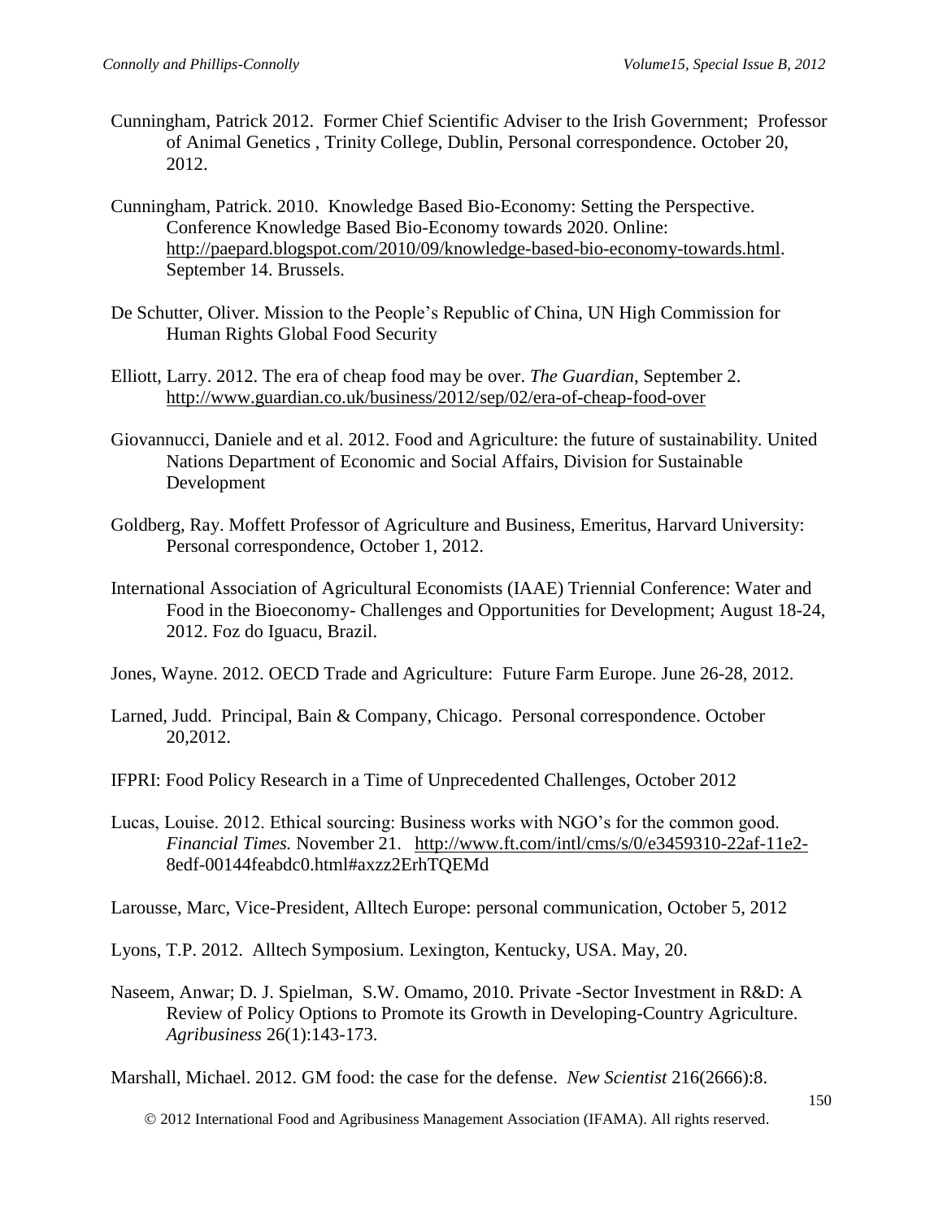Cunningham, Patrick 2012. Former Chief Scientific Adviser to the Irish Government; Professor of Animal Genetics , Trinity College, Dublin, Personal correspondence. October 20, 2012.

Cunningham, Patrick. 2010. Knowledge Based Bio-Economy: Setting the Perspective. Conference Knowledge Based Bio-Economy towards 2020. Online: http://paepard.blogspot.com/2010/09/knowledge-based-bio-economy-towards.html. September 14. Brussels.

De Schutter, Oliver. Mission to the People's Republic of China, UN High Commission for Human Rights Global Food Security

Elliott, Larry. 2012. The era of cheap food may be over. *The Guardian*, September 2. http://www.guardian.co.uk/business/2012/sep/02/era-of-cheap-food-over

Giovannucci, Daniele and et al. 2012. Food and Agriculture: the future of sustainability. United Nations Department of Economic and Social Affairs, Division for Sustainable Development

Goldberg, Ray. Moffett Professor of Agriculture and Business, Emeritus, Harvard University: Personal correspondence, October 1, 2012.

International Association of Agricultural Economists (IAAE) Triennial Conference: Water and Food in the Bioeconomy- Challenges and Opportunities for Development; August 18-24, 2012. Foz do Iguacu, Brazil.

Jones, Wayne. 2012. OECD Trade and Agriculture: Future Farm Europe. June 26-28, 2012.

Larned, Judd. Principal, Bain & Company, Chicago. Personal correspondence. October 20,2012.

IFPRI: Food Policy Research in a Time of Unprecedented Challenges, October 2012

Lucas, Louise. 2012. Ethical sourcing: Business works with NGO's for the common good. *Financial Times.* November 21. http://www.ft.com/intl/cms/s/0/e3459310-22af-11e2-8edf-00144feabdc0.html#axzz2ErhTQEMd

Larousse, Marc, Vice-President, Alltech Europe: personal communication, October 5, 2012

Lyons, T.P. 2012. Alltech Symposium. Lexington, Kentucky, USA. May, 20.

Naseem, Anwar; D. J. Spielman, S.W. Omamo, 2010. Private -Sector Investment in R&D: A Review of Policy Options to Promote its Growth in Developing-Country Agriculture. *Agribusiness* 26(1):143-173.

Marshall, Michael. 2012. GM food: the case for the defense. *New Scientist* 216(2666):8.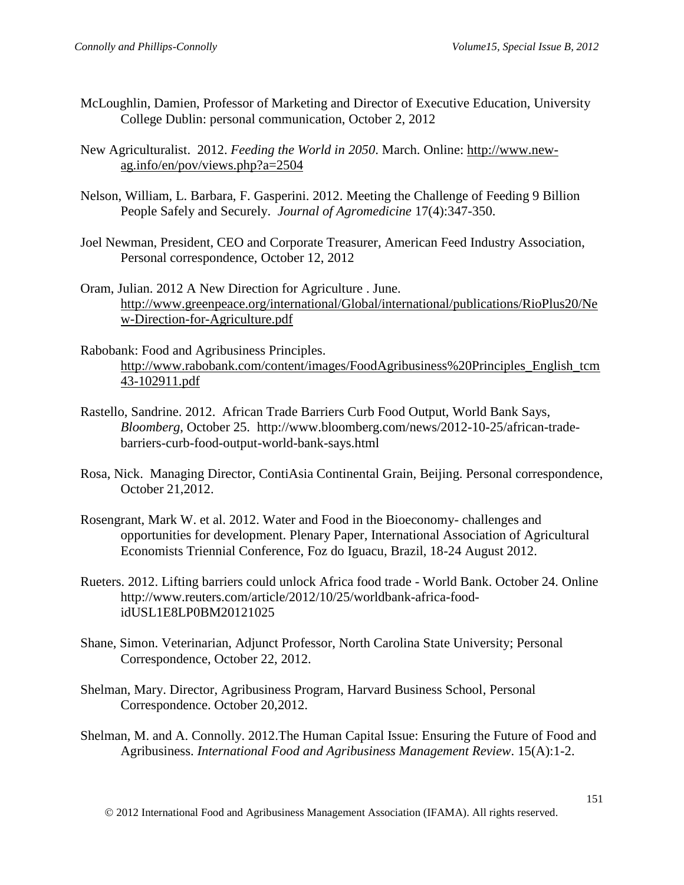McLoughlin, Damien, Professor of Marketing and Director of Executive Education, University College Dublin: personal communication, October 2, 2012

New Agriculturalist. 2012. *Feeding the World in 2050*. March. Online: http://www.new-ag.info/en/pov/views.php?a=2504

Nelson, William, L. Barbara, F. Gasperini. 2012. Meeting the Challenge of Feeding 9 Billion People Safely and Securely. *Journal of Agromedicine* 17(4):347-350.

Joel Newman, President, CEO and Corporate Treasurer, American Feed Industry Association, Personal correspondence, October 12, 2012

Oram, Julian. 2012 A New Direction for Agriculture . June. http://www.greenpeace.org/international/Global/international/publications/RioPlus20/New-Direction-for-Agriculture.pdf

Rabobank: Food and Agribusiness Principles. http://www.rabobank.com/content/images/FoodAgribusiness%20Principles_English_tcm43-102911.pdf

Rastello, Sandrine. 2012. African Trade Barriers Curb Food Output, World Bank Says, *Bloomberg*, October 25. http://www.bloomberg.com/news/2012-10-25/african-trade-barriers-curb-food-output-world-bank-says.html

Rosa, Nick. Managing Director, ContiAsia Continental Grain, Beijing. Personal correspondence, October 21,2012.

Rosengrant, Mark W. et al. 2012. Water and Food in the Bioeconomy- challenges and opportunities for development. Plenary Paper, International Association of Agricultural Economists Triennial Conference, Foz do Iguacu, Brazil, 18-24 August 2012.

Rueters. 2012. Lifting barriers could unlock Africa food trade - World Bank. October 24. Online http://www.reuters.com/article/2012/10/25/worldbank-africa-food-idUSL1E8LP0BM20121025

Shane, Simon. Veterinarian, Adjunct Professor, North Carolina State University; Personal Correspondence, October 22, 2012.

Shelman, Mary. Director, Agribusiness Program, Harvard Business School, Personal Correspondence. October 20,2012.

Shelman, M. and A. Connolly. 2012.The Human Capital Issue: Ensuring the Future of Food and Agribusiness. *International Food and Agribusiness Management Review*. 15(A):1-2.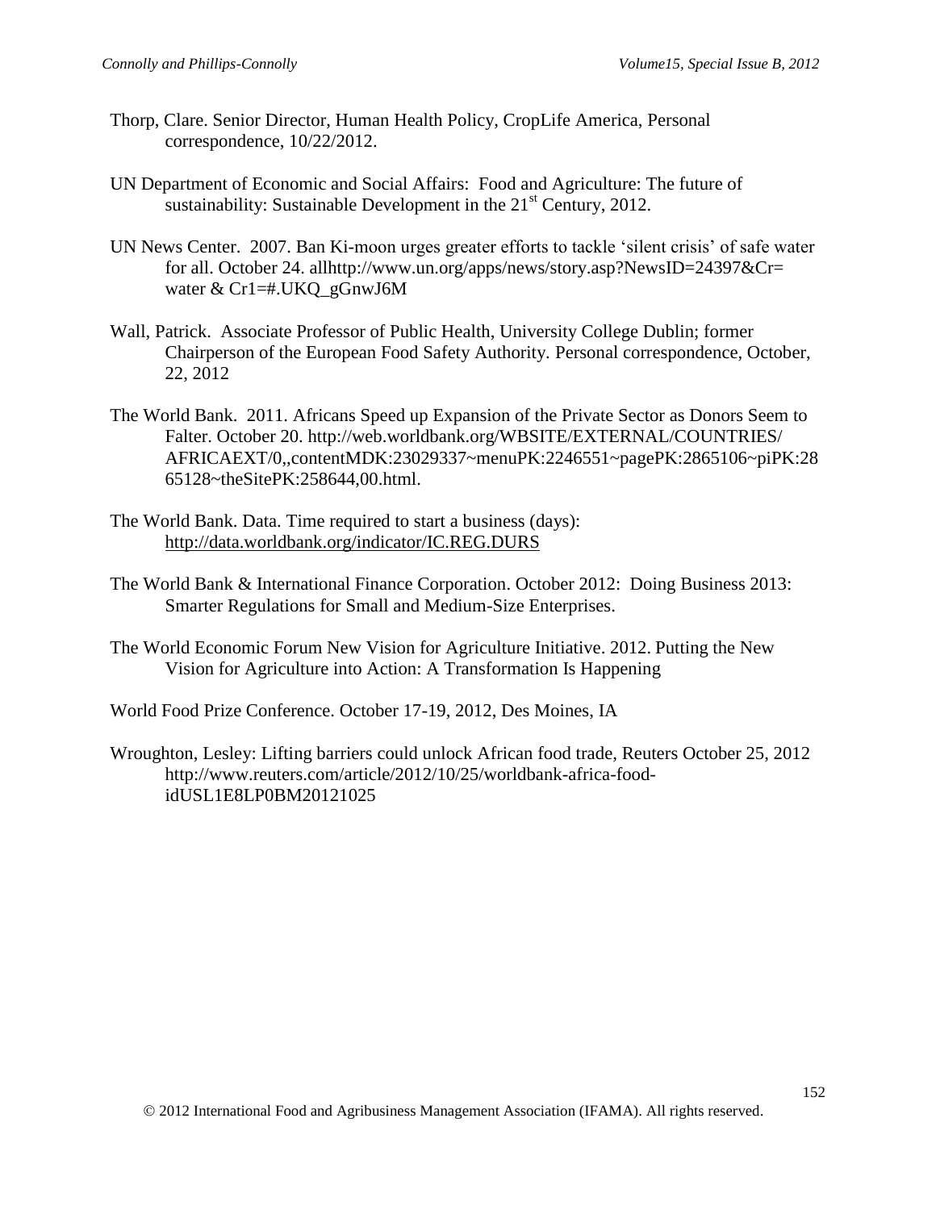Thorp, Clare. Senior Director, Human Health Policy, CropLife America, Personal correspondence, 10/22/2012.

UN Department of Economic and Social Affairs: Food and Agriculture: The future of sustainability: Sustainable Development in the 21st Century, 2012.

UN News Center. 2007. Ban Ki-moon urges greater efforts to tackle 'silent crisis' of safe water for all. October 24. allhttp://www.un.org/apps/news/story.asp?NewsID=24397&Cr= water & Cr1=#.UKQ_gGnwJ6M

Wall, Patrick. Associate Professor of Public Health, University College Dublin; former Chairperson of the European Food Safety Authority. Personal correspondence, October, 22, 2012

The World Bank. 2011. Africans Speed up Expansion of the Private Sector as Donors Seem to Falter. October 20. http://web.worldbank.org/WBSITE/EXTERNAL/COUNTRIES/AFRICAEXT/0,,contentMDK:23029337~menuPK:2246551~pagePK:2865106~piPK:2865128~theSitePK:258644,00.html.

The World Bank. Data. Time required to start a business (days): http://data.worldbank.org/indicator/IC.REG.DURS

The World Bank & International Finance Corporation. October 2012: Doing Business 2013: Smarter Regulations for Small and Medium-Size Enterprises.

The World Economic Forum New Vision for Agriculture Initiative. 2012. Putting the New Vision for Agriculture into Action: A Transformation Is Happening

World Food Prize Conference. October 17-19, 2012, Des Moines, IA

Wroughton, Lesley: Lifting barriers could unlock African food trade, Reuters October 25, 2012 http://www.reuters.com/article/2012/10/25/worldbank-africa-food-idUSL1E8LP0BM20121025